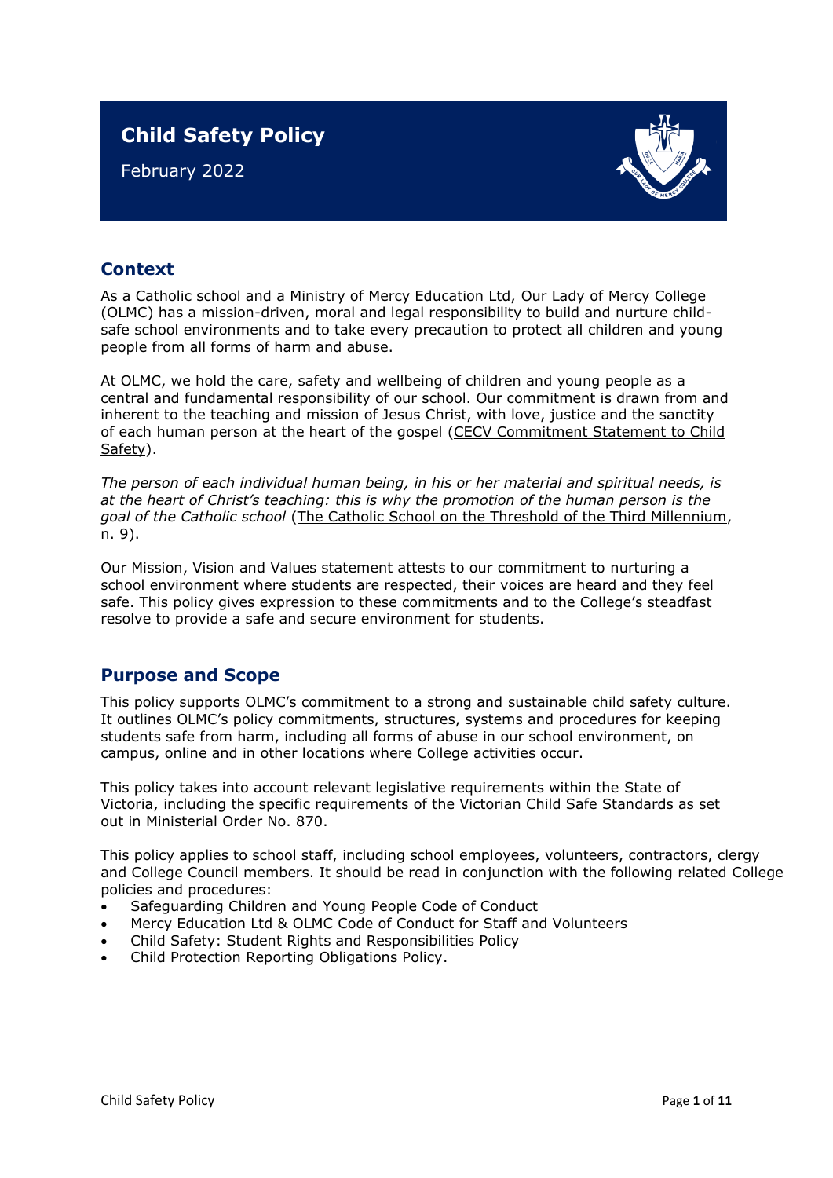# Child Safety Policy

February 2022

## Context

As a Catholic school and a Ministry of Mercy Education Ltd, Our Lady of Mercy College (OLMC) has a mission-driven, moral and legal responsibility to build and nurture child-safe school environments and to take every precaution to protect all children and young people from all forms of harm and abuse.

At OLMC, we hold the care, safety and wellbeing of children and young people as a central and fundamental responsibility of our school. Our commitment is drawn from and inherent to the teaching and mission of Jesus Christ, with love, justice and the sanctity of each human person at the heart of the gospel (CECV Commitment Statement to Child Safety).

*The person of each individual human being, in his or her material and spiritual needs, is at the heart of Christ's teaching: this is why the promotion of the human person is the goal of the Catholic school* (The Catholic School on the Threshold of the Third Millennium, n. 9).

Our Mission, Vision and Values statement attests to our commitment to nurturing a school environment where students are respected, their voices are heard and they feel safe. This policy gives expression to these commitments and to the College's steadfast resolve to provide a safe and secure environment for students.

## Purpose and Scope

This policy supports OLMC's commitment to a strong and sustainable child safety culture. It outlines OLMC's policy commitments, structures, systems and procedures for keeping students safe from harm, including all forms of abuse in our school environment, on campus, online and in other locations where College activities occur.

This policy takes into account relevant legislative requirements within the State of Victoria, including the specific requirements of the Victorian Child Safe Standards as set out in Ministerial Order No. 870.

This policy applies to school staff, including school employees, volunteers, contractors, clergy and College Council members. It should be read in conjunction with the following related College policies and procedures:

- Safeguarding Children and Young People Code of Conduct
- Mercy Education Ltd & OLMC Code of Conduct for Staff and Volunteers
- Child Safety: Student Rights and Responsibilities Policy
- Child Protection Reporting Obligations Policy.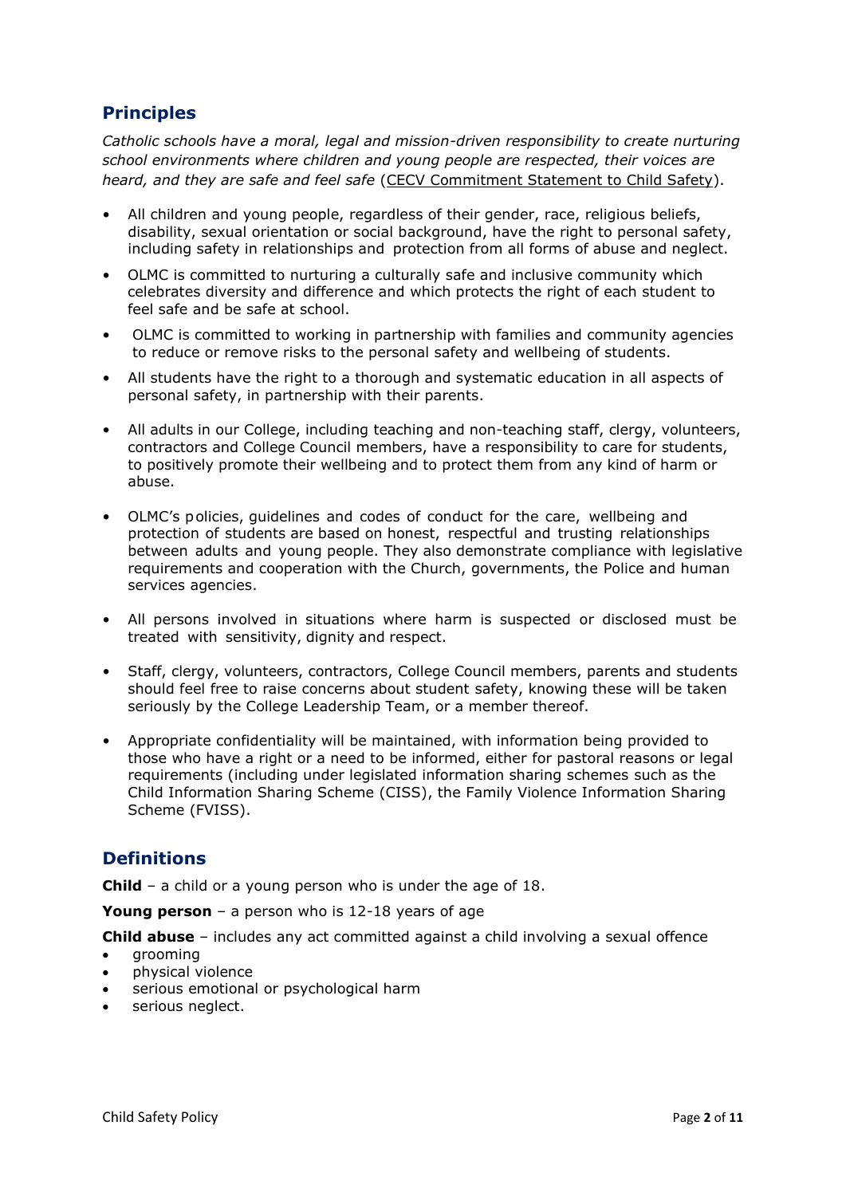## Principles

*Catholic schools have a moral, legal and mission-driven responsibility to create nurturing school environments where children and young people are respected, their voices are heard, and they are safe and feel safe* (CECV Commitment Statement to Child Safety).

- All children and young people, regardless of their gender, race, religious beliefs, disability, sexual orientation or social background, have the right to personal safety, including safety in relationships and protection from all forms of abuse and neglect.
- OLMC is committed to nurturing a culturally safe and inclusive community which celebrates diversity and difference and which protects the right of each student to feel safe and be safe at school.
- OLMC is committed to working in partnership with families and community agencies to reduce or remove risks to the personal safety and wellbeing of students.
- All students have the right to a thorough and systematic education in all aspects of personal safety, in partnership with their parents.
- All adults in our College, including teaching and non-teaching staff, clergy, volunteers, contractors and College Council members, have a responsibility to care for students, to positively promote their wellbeing and to protect them from any kind of harm or abuse.
- OLMC's policies, guidelines and codes of conduct for the care, wellbeing and protection of students are based on honest, respectful and trusting relationships between adults and young people. They also demonstrate compliance with legislative requirements and cooperation with the Church, governments, the Police and human services agencies.
- All persons involved in situations where harm is suspected or disclosed must be treated with sensitivity, dignity and respect.
- Staff, clergy, volunteers, contractors, College Council members, parents and students should feel free to raise concerns about student safety, knowing these will be taken seriously by the College Leadership Team, or a member thereof.
- Appropriate confidentiality will be maintained, with information being provided to those who have a right or a need to be informed, either for pastoral reasons or legal requirements (including under legislated information sharing schemes such as the Child Information Sharing Scheme (CISS), the Family Violence Information Sharing Scheme (FVISS).

## Definitions

**Child** – a child or a young person who is under the age of 18.

**Young person** – a person who is 12-18 years of age

**Child abuse** – includes any act committed against a child involving a sexual offence

- grooming
- physical violence
- serious emotional or psychological harm
- serious neglect.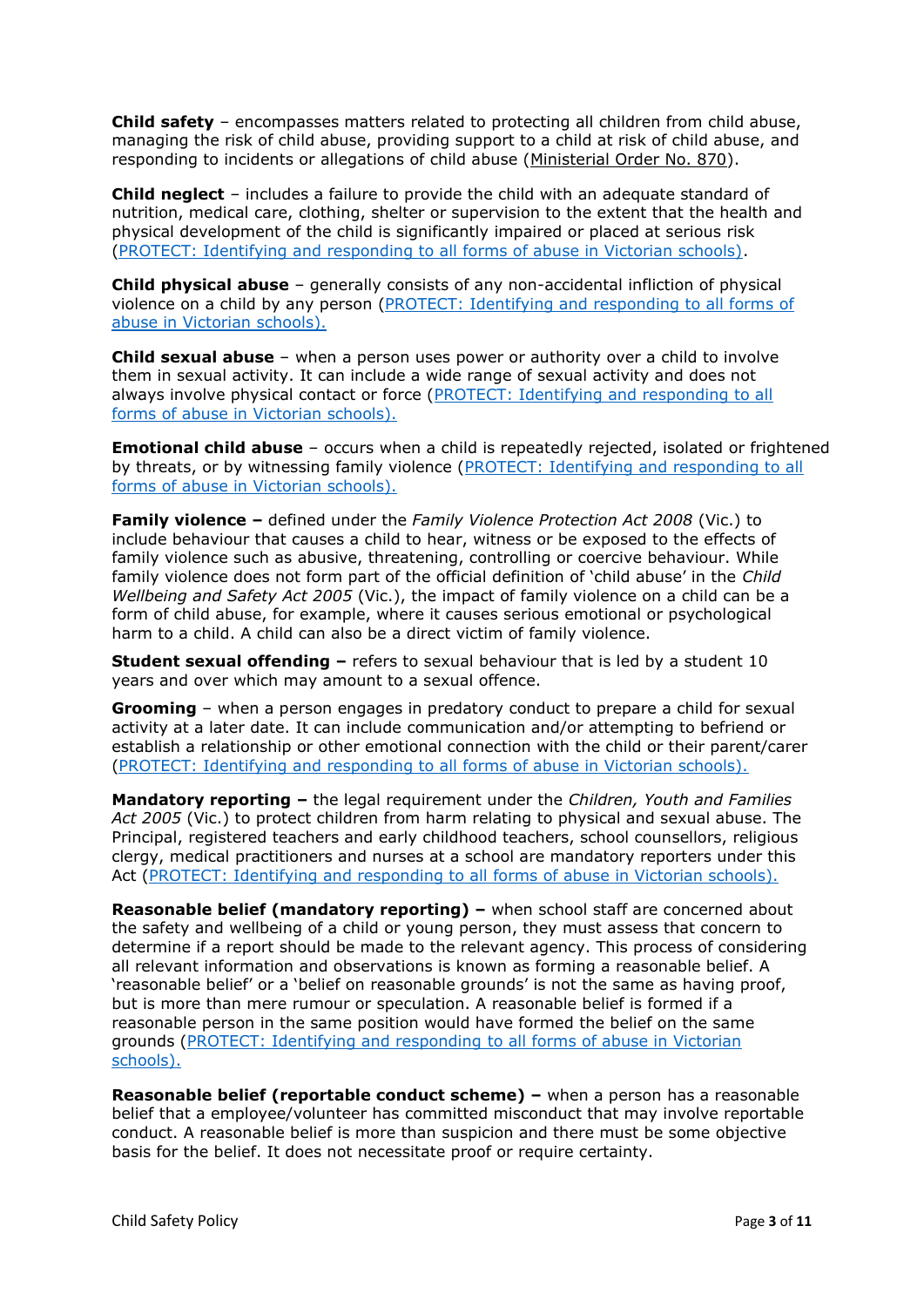**Child safety** – encompasses matters related to protecting all children from child abuse, managing the risk of child abuse, providing support to a child at risk of child abuse, and responding to incidents or allegations of child abuse (Ministerial Order No. 870).

**Child neglect** – includes a failure to provide the child with an adequate standard of nutrition, medical care, clothing, shelter or supervision to the extent that the health and physical development of the child is significantly impaired or placed at serious risk (PROTECT: Identifying and responding to all forms of abuse in Victorian schools).

**Child physical abuse** – generally consists of any non-accidental infliction of physical violence on a child by any person (PROTECT: Identifying and responding to all forms of abuse in Victorian schools).

**Child sexual abuse** – when a person uses power or authority over a child to involve them in sexual activity. It can include a wide range of sexual activity and does not always involve physical contact or force (PROTECT: Identifying and responding to all forms of abuse in Victorian schools).

**Emotional child abuse** – occurs when a child is repeatedly rejected, isolated or frightened by threats, or by witnessing family violence (PROTECT: Identifying and responding to all forms of abuse in Victorian schools).

**Family violence –** defined under the *Family Violence Protection Act 2008* (Vic.) to include behaviour that causes a child to hear, witness or be exposed to the effects of family violence such as abusive, threatening, controlling or coercive behaviour. While family violence does not form part of the official definition of 'child abuse' in the *Child Wellbeing and Safety Act 2005* (Vic.), the impact of family violence on a child can be a form of child abuse, for example, where it causes serious emotional or psychological harm to a child. A child can also be a direct victim of family violence.

**Student sexual offending –** refers to sexual behaviour that is led by a student 10 years and over which may amount to a sexual offence.

**Grooming** – when a person engages in predatory conduct to prepare a child for sexual activity at a later date. It can include communication and/or attempting to befriend or establish a relationship or other emotional connection with the child or their parent/carer (PROTECT: Identifying and responding to all forms of abuse in Victorian schools).

**Mandatory reporting –** the legal requirement under the *Children, Youth and Families Act 2005* (Vic.) to protect children from harm relating to physical and sexual abuse. The Principal, registered teachers and early childhood teachers, school counsellors, religious clergy, medical practitioners and nurses at a school are mandatory reporters under this Act (PROTECT: Identifying and responding to all forms of abuse in Victorian schools).

**Reasonable belief (mandatory reporting) –** when school staff are concerned about the safety and wellbeing of a child or young person, they must assess that concern to determine if a report should be made to the relevant agency. This process of considering all relevant information and observations is known as forming a reasonable belief. A 'reasonable belief' or a 'belief on reasonable grounds' is not the same as having proof, but is more than mere rumour or speculation. A reasonable belief is formed if a reasonable person in the same position would have formed the belief on the same grounds (PROTECT: Identifying and responding to all forms of abuse in Victorian schools).

**Reasonable belief (reportable conduct scheme) –** when a person has a reasonable belief that a employee/volunteer has committed misconduct that may involve reportable conduct. A reasonable belief is more than suspicion and there must be some objective basis for the belief. It does not necessitate proof or require certainty.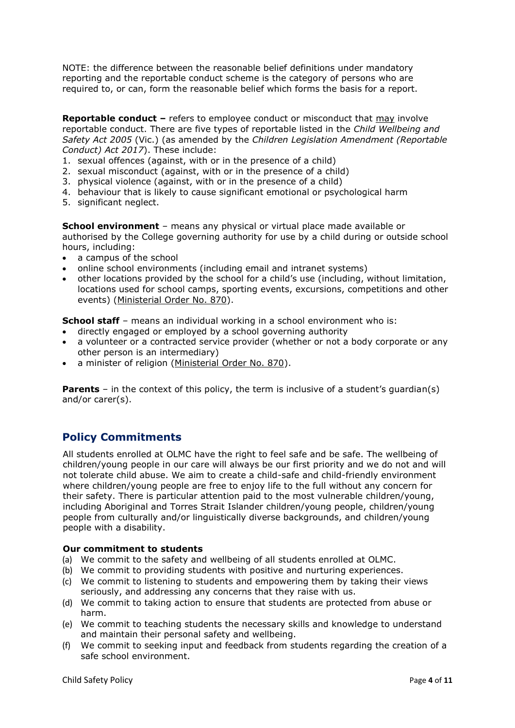NOTE: the difference between the reasonable belief definitions under mandatory reporting and the reportable conduct scheme is the category of persons who are required to, or can, form the reasonable belief which forms the basis for a report.

**Reportable conduct –** refers to employee conduct or misconduct that may involve reportable conduct. There are five types of reportable listed in the *Child Wellbeing and Safety Act 2005* (Vic.) (as amended by the *Children Legislation Amendment (Reportable Conduct) Act 2017*). These include:

1. sexual offences (against, with or in the presence of a child)
2. sexual misconduct (against, with or in the presence of a child)
3. physical violence (against, with or in the presence of a child)
4. behaviour that is likely to cause significant emotional or psychological harm
5. significant neglect.

**School environment** – means any physical or virtual place made available or authorised by the College governing authority for use by a child during or outside school hours, including:

- a campus of the school
- online school environments (including email and intranet systems)
- other locations provided by the school for a child's use (including, without limitation, locations used for school camps, sporting events, excursions, competitions and other events) (Ministerial Order No. 870).

**School staff** – means an individual working in a school environment who is:

- directly engaged or employed by a school governing authority
- a volunteer or a contracted service provider (whether or not a body corporate or any other person is an intermediary)
- a minister of religion (Ministerial Order No. 870).

**Parents** – in the context of this policy, the term is inclusive of a student's guardian(s) and/or carer(s).

## Policy Commitments

All students enrolled at OLMC have the right to feel safe and be safe. The wellbeing of children/young people in our care will always be our first priority and we do not and will not tolerate child abuse. We aim to create a child-safe and child-friendly environment where children/young people are free to enjoy life to the full without any concern for their safety. There is particular attention paid to the most vulnerable children/young, including Aboriginal and Torres Strait Islander children/young people, children/young people from culturally and/or linguistically diverse backgrounds, and children/young people with a disability.

**Our commitment to students**

(a) We commit to the safety and wellbeing of all students enrolled at OLMC.
(b) We commit to providing students with positive and nurturing experiences.
(c) We commit to listening to students and empowering them by taking their views seriously, and addressing any concerns that they raise with us.
(d) We commit to taking action to ensure that students are protected from abuse or harm.
(e) We commit to teaching students the necessary skills and knowledge to understand and maintain their personal safety and wellbeing.
(f) We commit to seeking input and feedback from students regarding the creation of a safe school environment.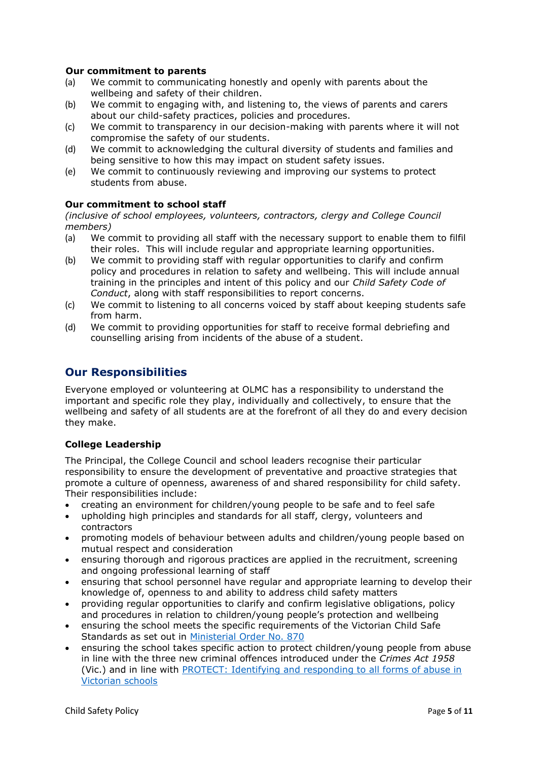**Our commitment to parents**

(a) We commit to communicating honestly and openly with parents about the wellbeing and safety of their children.
(b) We commit to engaging with, and listening to, the views of parents and carers about our child-safety practices, policies and procedures.
(c) We commit to transparency in our decision-making with parents where it will not compromise the safety of our students.
(d) We commit to acknowledging the cultural diversity of students and families and being sensitive to how this may impact on student safety issues.
(e) We commit to continuously reviewing and improving our systems to protect students from abuse.

**Our commitment to school staff**

*(inclusive of school employees, volunteers, contractors, clergy and College Council members)*

(a) We commit to providing all staff with the necessary support to enable them to fulfil their roles. This will include regular and appropriate learning opportunities.
(b) We commit to providing staff with regular opportunities to clarify and confirm policy and procedures in relation to safety and wellbeing. This will include annual training in the principles and intent of this policy and our *Child Safety Code of Conduct*, along with staff responsibilities to report concerns.
(c) We commit to listening to all concerns voiced by staff about keeping students safe from harm.
(d) We commit to providing opportunities for staff to receive formal debriefing and counselling arising from incidents of the abuse of a student.

## Our Responsibilities

Everyone employed or volunteering at OLMC has a responsibility to understand the important and specific role they play, individually and collectively, to ensure that the wellbeing and safety of all students are at the forefront of all they do and every decision they make.

**College Leadership**

The Principal, the College Council and school leaders recognise their particular responsibility to ensure the development of preventative and proactive strategies that promote a culture of openness, awareness of and shared responsibility for child safety. Their responsibilities include:

- creating an environment for children/young people to be safe and to feel safe
- upholding high principles and standards for all staff, clergy, volunteers and contractors
- promoting models of behaviour between adults and children/young people based on mutual respect and consideration
- ensuring thorough and rigorous practices are applied in the recruitment, screening and ongoing professional learning of staff
- ensuring that school personnel have regular and appropriate learning to develop their knowledge of, openness to and ability to address child safety matters
- providing regular opportunities to clarify and confirm legislative obligations, policy and procedures in relation to children/young people's protection and wellbeing
- ensuring the school meets the specific requirements of the Victorian Child Safe Standards as set out in [Ministerial Order No. 870]
- ensuring the school takes specific action to protect children/young people from abuse in line with the three new criminal offences introduced under the *Crimes Act 1958* (Vic.) and in line with [PROTECT: Identifying and responding to all forms of abuse in Victorian schools]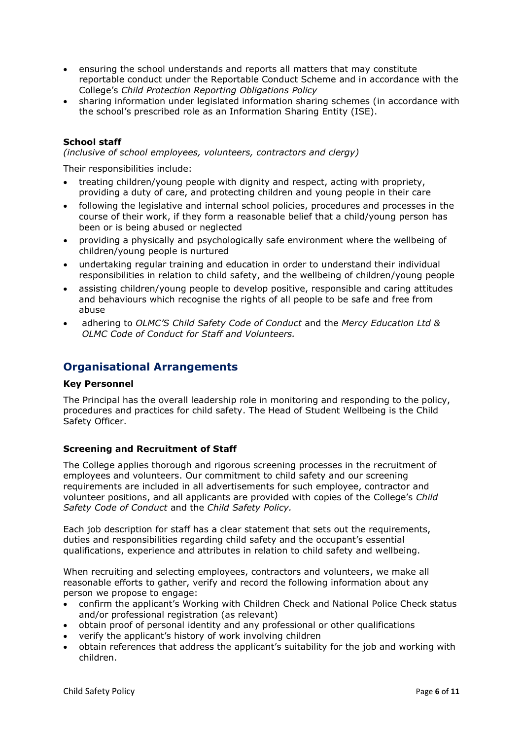- ensuring the school understands and reports all matters that may constitute reportable conduct under the Reportable Conduct Scheme and in accordance with the College's *Child Protection Reporting Obligations Policy*
- sharing information under legislated information sharing schemes (in accordance with the school's prescribed role as an Information Sharing Entity (ISE).

**School staff**

*(inclusive of school employees, volunteers, contractors and clergy)*

Their responsibilities include:

- treating children/young people with dignity and respect, acting with propriety, providing a duty of care, and protecting children and young people in their care
- following the legislative and internal school policies, procedures and processes in the course of their work, if they form a reasonable belief that a child/young person has been or is being abused or neglected
- providing a physically and psychologically safe environment where the wellbeing of children/young people is nurtured
- undertaking regular training and education in order to understand their individual responsibilities in relation to child safety, and the wellbeing of children/young people
- assisting children/young people to develop positive, responsible and caring attitudes and behaviours which recognise the rights of all people to be safe and free from abuse
- adhering to *OLMC'S Child Safety Code of Conduct* and the *Mercy Education Ltd & OLMC Code of Conduct for Staff and Volunteers.*

## Organisational Arrangements

**Key Personnel**

The Principal has the overall leadership role in monitoring and responding to the policy, procedures and practices for child safety. The Head of Student Wellbeing is the Child Safety Officer.

**Screening and Recruitment of Staff**

The College applies thorough and rigorous screening processes in the recruitment of employees and volunteers. Our commitment to child safety and our screening requirements are included in all advertisements for such employee, contractor and volunteer positions, and all applicants are provided with copies of the College's *Child Safety Code of Conduct* and the *Child Safety Policy.*

Each job description for staff has a clear statement that sets out the requirements, duties and responsibilities regarding child safety and the occupant's essential qualifications, experience and attributes in relation to child safety and wellbeing.

When recruiting and selecting employees, contractors and volunteers, we make all reasonable efforts to gather, verify and record the following information about any person we propose to engage:

- confirm the applicant's Working with Children Check and National Police Check status and/or professional registration (as relevant)
- obtain proof of personal identity and any professional or other qualifications
- verify the applicant's history of work involving children
- obtain references that address the applicant's suitability for the job and working with children.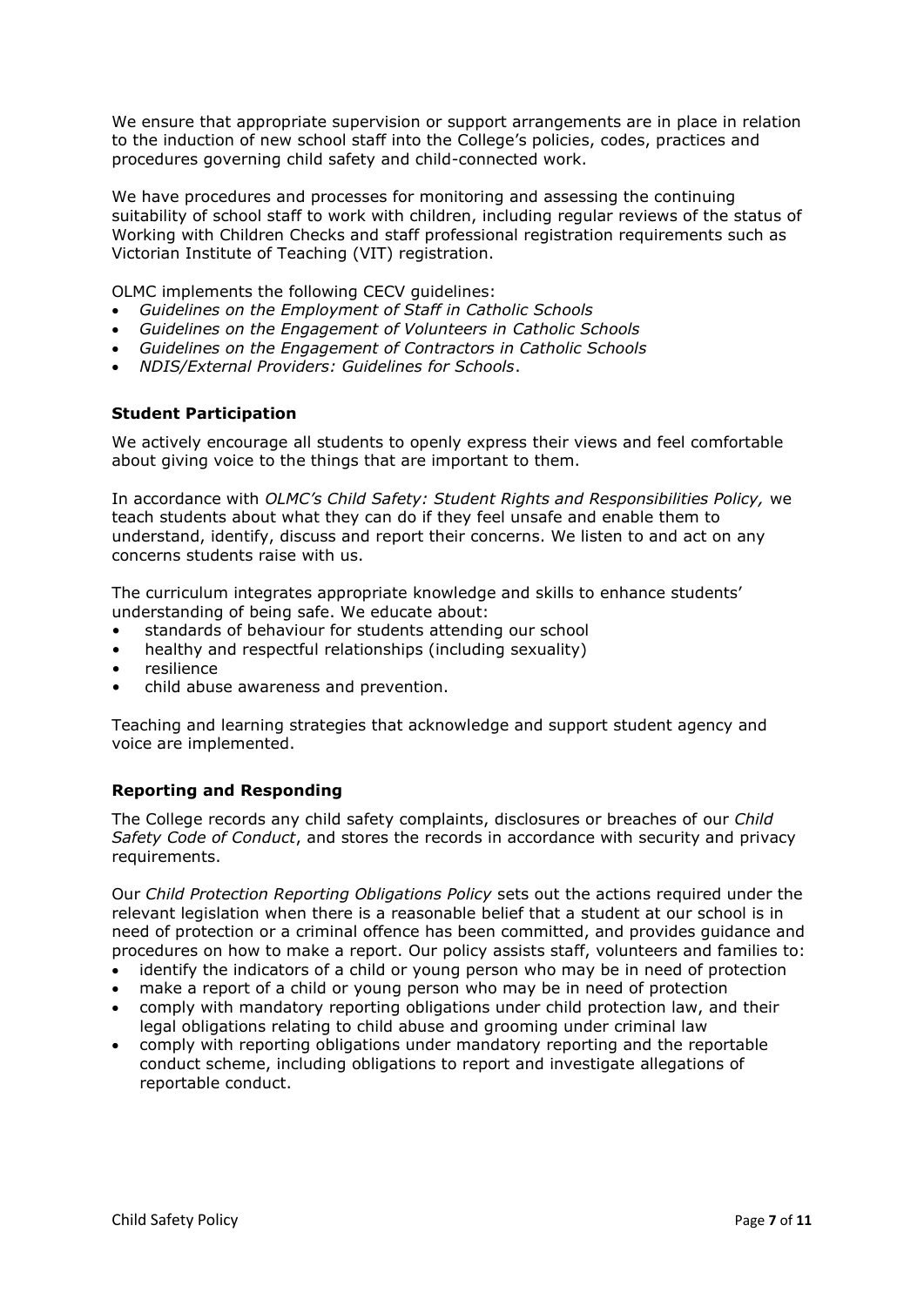We ensure that appropriate supervision or support arrangements are in place in relation to the induction of new school staff into the College's policies, codes, practices and procedures governing child safety and child-connected work.

We have procedures and processes for monitoring and assessing the continuing suitability of school staff to work with children, including regular reviews of the status of Working with Children Checks and staff professional registration requirements such as Victorian Institute of Teaching (VIT) registration.

OLMC implements the following CECV guidelines:

- *Guidelines on the Employment of Staff in Catholic Schools*
- *Guidelines on the Engagement of Volunteers in Catholic Schools*
- *Guidelines on the Engagement of Contractors in Catholic Schools*
- *NDIS/External Providers: Guidelines for Schools*.

**Student Participation**

We actively encourage all students to openly express their views and feel comfortable about giving voice to the things that are important to them.

In accordance with *OLMC's Child Safety: Student Rights and Responsibilities Policy,* we teach students about what they can do if they feel unsafe and enable them to understand, identify, discuss and report their concerns. We listen to and act on any concerns students raise with us.

The curriculum integrates appropriate knowledge and skills to enhance students' understanding of being safe. We educate about:

- standards of behaviour for students attending our school
- healthy and respectful relationships (including sexuality)
- resilience
- child abuse awareness and prevention.

Teaching and learning strategies that acknowledge and support student agency and voice are implemented.

**Reporting and Responding**

The College records any child safety complaints, disclosures or breaches of our *Child Safety Code of Conduct*, and stores the records in accordance with security and privacy requirements.

Our *Child Protection Reporting Obligations Policy* sets out the actions required under the relevant legislation when there is a reasonable belief that a student at our school is in need of protection or a criminal offence has been committed, and provides guidance and procedures on how to make a report. Our policy assists staff, volunteers and families to:

- identify the indicators of a child or young person who may be in need of protection
- make a report of a child or young person who may be in need of protection
- comply with mandatory reporting obligations under child protection law, and their legal obligations relating to child abuse and grooming under criminal law
- comply with reporting obligations under mandatory reporting and the reportable conduct scheme, including obligations to report and investigate allegations of reportable conduct.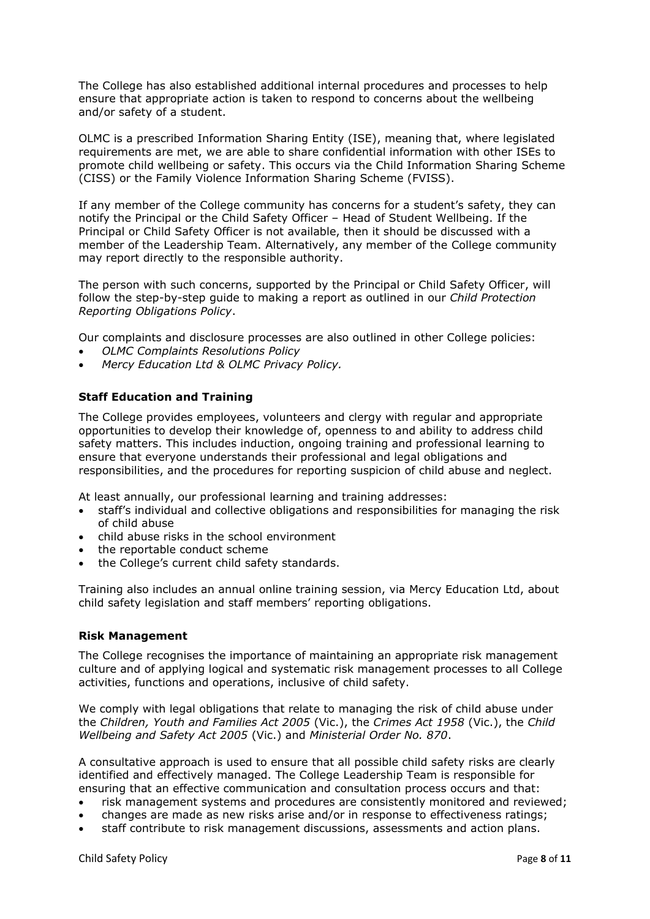The College has also established additional internal procedures and processes to help ensure that appropriate action is taken to respond to concerns about the wellbeing and/or safety of a student.

OLMC is a prescribed Information Sharing Entity (ISE), meaning that, where legislated requirements are met, we are able to share confidential information with other ISEs to promote child wellbeing or safety. This occurs via the Child Information Sharing Scheme (CISS) or the Family Violence Information Sharing Scheme (FVISS).

If any member of the College community has concerns for a student's safety, they can notify the Principal or the Child Safety Officer – Head of Student Wellbeing. If the Principal or Child Safety Officer is not available, then it should be discussed with a member of the Leadership Team. Alternatively, any member of the College community may report directly to the responsible authority.

The person with such concerns, supported by the Principal or Child Safety Officer, will follow the step-by-step guide to making a report as outlined in our *Child Protection Reporting Obligations Policy*.

Our complaints and disclosure processes are also outlined in other College policies:

- *OLMC Complaints Resolutions Policy*
- *Mercy Education Ltd & OLMC Privacy Policy.*

**Staff Education and Training**

The College provides employees, volunteers and clergy with regular and appropriate opportunities to develop their knowledge of, openness to and ability to address child safety matters. This includes induction, ongoing training and professional learning to ensure that everyone understands their professional and legal obligations and responsibilities, and the procedures for reporting suspicion of child abuse and neglect.

At least annually, our professional learning and training addresses:

- staff's individual and collective obligations and responsibilities for managing the risk of child abuse
- child abuse risks in the school environment
- the reportable conduct scheme
- the College's current child safety standards.

Training also includes an annual online training session, via Mercy Education Ltd, about child safety legislation and staff members' reporting obligations.

**Risk Management**

The College recognises the importance of maintaining an appropriate risk management culture and of applying logical and systematic risk management processes to all College activities, functions and operations, inclusive of child safety.

We comply with legal obligations that relate to managing the risk of child abuse under the *Children, Youth and Families Act 2005* (Vic.), the *Crimes Act 1958* (Vic.), the *Child Wellbeing and Safety Act 2005* (Vic.) and *Ministerial Order No. 870*.

A consultative approach is used to ensure that all possible child safety risks are clearly identified and effectively managed. The College Leadership Team is responsible for ensuring that an effective communication and consultation process occurs and that:

- risk management systems and procedures are consistently monitored and reviewed;
- changes are made as new risks arise and/or in response to effectiveness ratings;
- staff contribute to risk management discussions, assessments and action plans.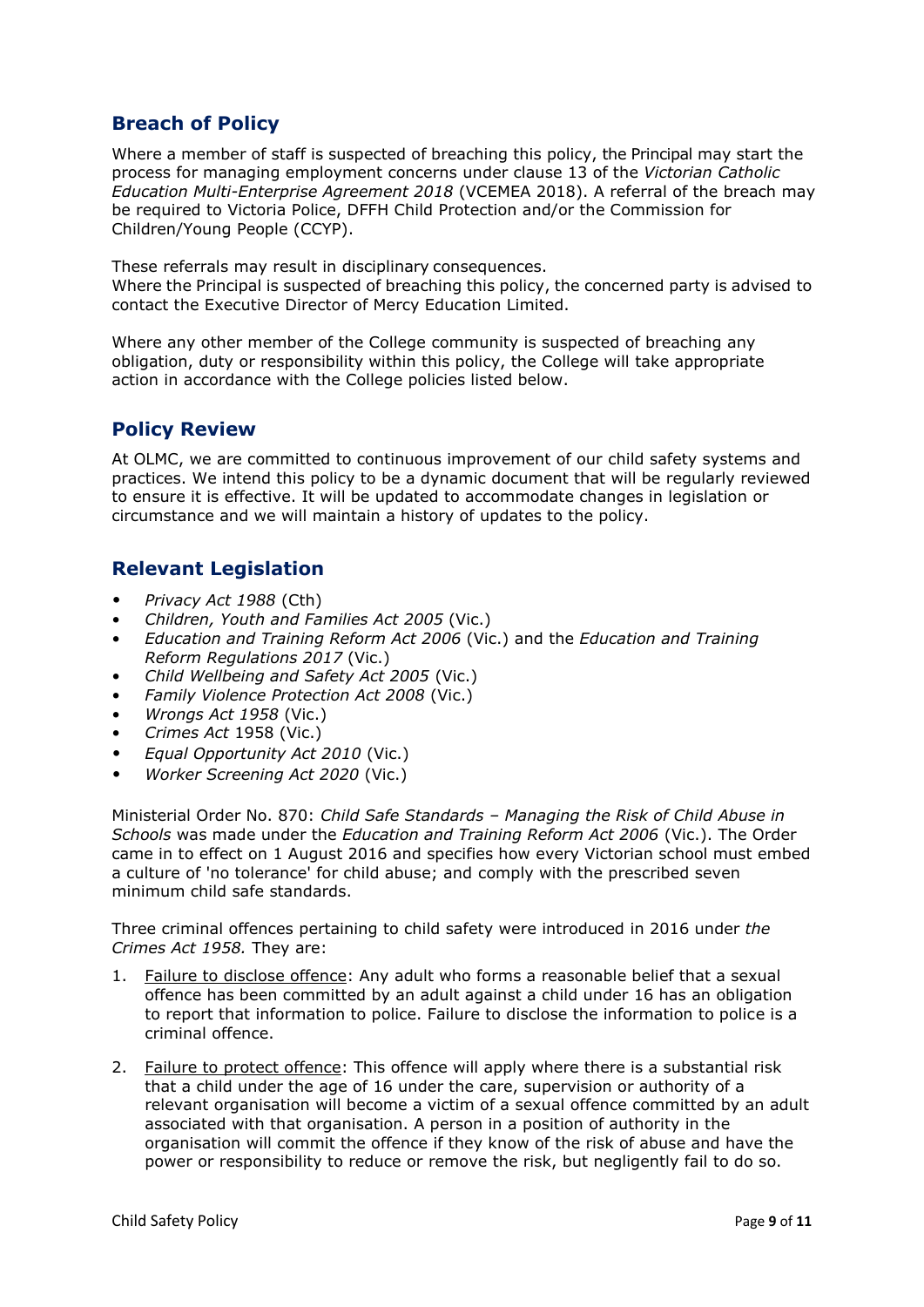## Breach of Policy

Where a member of staff is suspected of breaching this policy, the Principal may start the process for managing employment concerns under clause 13 of the *Victorian Catholic Education Multi-Enterprise Agreement 2018* (VCEMEA 2018). A referral of the breach may be required to Victoria Police, DFFH Child Protection and/or the Commission for Children/Young People (CCYP).

These referrals may result in disciplinary consequences.
Where the Principal is suspected of breaching this policy, the concerned party is advised to contact the Executive Director of Mercy Education Limited.

Where any other member of the College community is suspected of breaching any obligation, duty or responsibility within this policy, the College will take appropriate action in accordance with the College policies listed below.

## Policy Review

At OLMC, we are committed to continuous improvement of our child safety systems and practices. We intend this policy to be a dynamic document that will be regularly reviewed to ensure it is effective. It will be updated to accommodate changes in legislation or circumstance and we will maintain a history of updates to the policy.

## Relevant Legislation

- *Privacy Act 1988* (Cth)
- *Children, Youth and Families Act 2005* (Vic.)
- *Education and Training Reform Act 2006* (Vic.) and the *Education and Training Reform Regulations 2017* (Vic.)
- *Child Wellbeing and Safety Act 2005* (Vic.)
- *Family Violence Protection Act 2008* (Vic.)
- *Wrongs Act 1958* (Vic.)
- *Crimes Act* 1958 (Vic.)
- *Equal Opportunity Act 2010* (Vic.)
- *Worker Screening Act 2020* (Vic.)

Ministerial Order No. 870: *Child Safe Standards – Managing the Risk of Child Abuse in Schools* was made under the *Education and Training Reform Act 2006* (Vic.). The Order came in to effect on 1 August 2016 and specifies how every Victorian school must embed a culture of 'no tolerance' for child abuse; and comply with the prescribed seven minimum child safe standards.

Three criminal offences pertaining to child safety were introduced in 2016 under *the Crimes Act 1958.* They are:

1. <u>Failure to disclose offence</u>: Any adult who forms a reasonable belief that a sexual offence has been committed by an adult against a child under 16 has an obligation to report that information to police. Failure to disclose the information to police is a criminal offence.

2. <u>Failure to protect offence</u>: This offence will apply where there is a substantial risk that a child under the age of 16 under the care, supervision or authority of a relevant organisation will become a victim of a sexual offence committed by an adult associated with that organisation. A person in a position of authority in the organisation will commit the offence if they know of the risk of abuse and have the power or responsibility to reduce or remove the risk, but negligently fail to do so.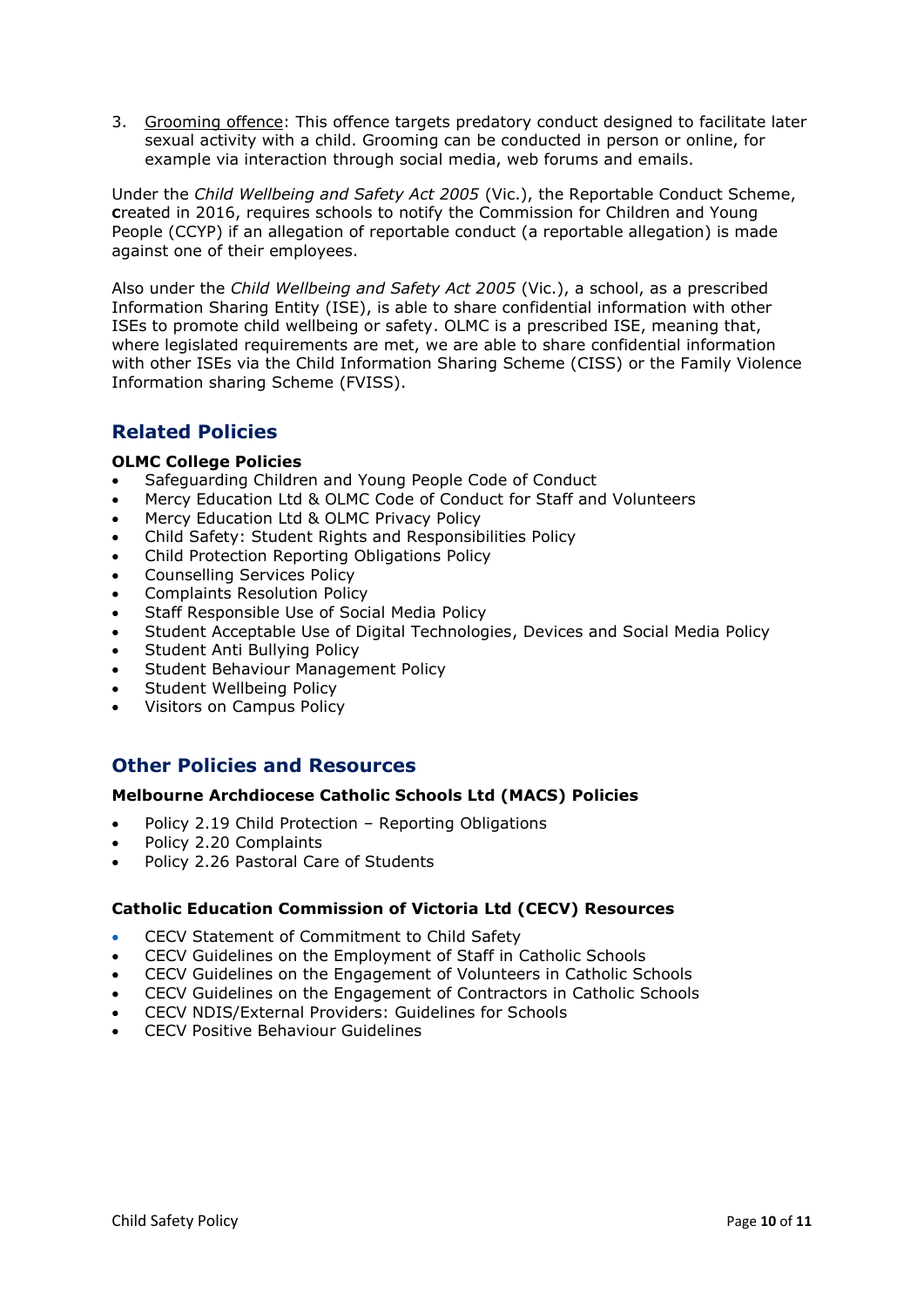3. Grooming offence: This offence targets predatory conduct designed to facilitate later sexual activity with a child. Grooming can be conducted in person or online, for example via interaction through social media, web forums and emails.

Under the *Child Wellbeing and Safety Act 2005* (Vic.), the Reportable Conduct Scheme, **c**reated in 2016, requires schools to notify the Commission for Children and Young People (CCYP) if an allegation of reportable conduct (a reportable allegation) is made against one of their employees.

Also under the *Child Wellbeing and Safety Act 2005* (Vic.), a school, as a prescribed Information Sharing Entity (ISE), is able to share confidential information with other ISEs to promote child wellbeing or safety. OLMC is a prescribed ISE, meaning that, where legislated requirements are met, we are able to share confidential information with other ISEs via the Child Information Sharing Scheme (CISS) or the Family Violence Information sharing Scheme (FVISS).

## Related Policies

**OLMC College Policies**

- Safeguarding Children and Young People Code of Conduct
- Mercy Education Ltd & OLMC Code of Conduct for Staff and Volunteers
- Mercy Education Ltd & OLMC Privacy Policy
- Child Safety: Student Rights and Responsibilities Policy
- Child Protection Reporting Obligations Policy
- Counselling Services Policy
- Complaints Resolution Policy
- Staff Responsible Use of Social Media Policy
- Student Acceptable Use of Digital Technologies, Devices and Social Media Policy
- Student Anti Bullying Policy
- Student Behaviour Management Policy
- Student Wellbeing Policy
- Visitors on Campus Policy

## Other Policies and Resources

**Melbourne Archdiocese Catholic Schools Ltd (MACS) Policies**

- Policy 2.19 Child Protection – Reporting Obligations
- Policy 2.20 Complaints
- Policy 2.26 Pastoral Care of Students

**Catholic Education Commission of Victoria Ltd (CECV) Resources**

- CECV Statement of Commitment to Child Safety
- CECV Guidelines on the Employment of Staff in Catholic Schools
- CECV Guidelines on the Engagement of Volunteers in Catholic Schools
- CECV Guidelines on the Engagement of Contractors in Catholic Schools
- CECV NDIS/External Providers: Guidelines for Schools
- CECV Positive Behaviour Guidelines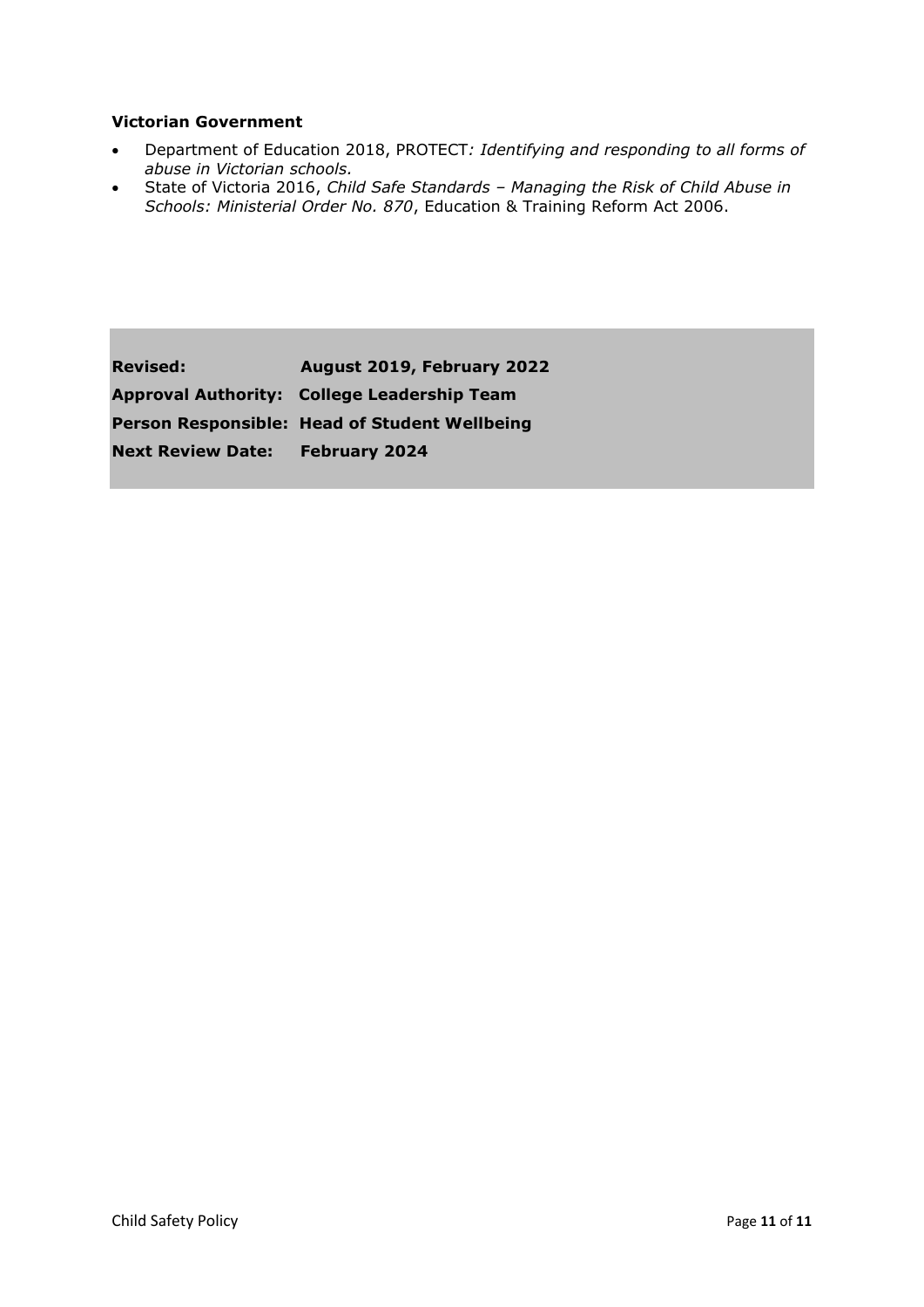**Victorian Government**

- Department of Education 2018, PROTECT*: Identifying and responding to all forms of abuse in Victorian schools.*
- State of Victoria 2016, *Child Safe Standards – Managing the Risk of Child Abuse in Schools: Ministerial Order No. 870*, Education & Training Reform Act 2006.

| | |
|---|---|
| **Revised:** | **August 2019, February 2022** |
| **Approval Authority:** | **College Leadership Team** |
| **Person Responsible:** | **Head of Student Wellbeing** |
| **Next Review Date:** | **February 2024** |